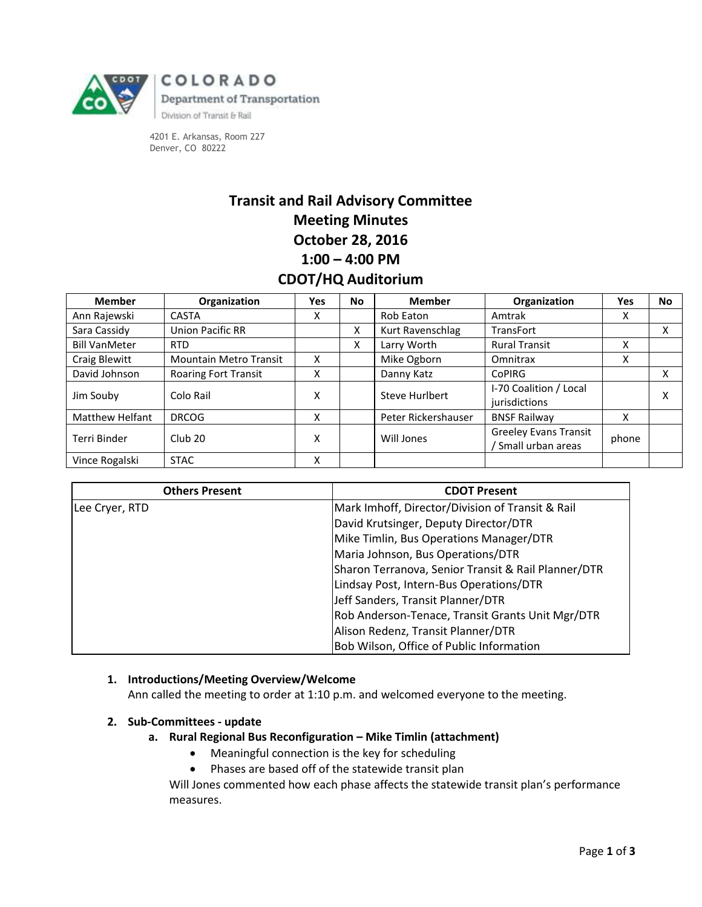COLORADO
Department of Transportation
Division of Transit & Rail

4201 E. Arkansas, Room 227
Denver, CO 80222

# Transit and Rail Advisory Committee
# Meeting Minutes
# October 28, 2016
# 1:00 – 4:00 PM
# CDOT/HQ Auditorium

| Member | Organization | Yes | No | Member | Organization | Yes | No |
|---|---|---|---|---|---|---|---|
| Ann Rajewski | CASTA | X | | Rob Eaton | Amtrak | X | |
| Sara Cassidy | Union Pacific RR | | X | Kurt Ravenschlag | TransFort | | X |
| Bill VanMeter | RTD | | X | Larry Worth | Rural Transit | X | |
| Craig Blewitt | Mountain Metro Transit | X | | Mike Ogborn | Omnitrax | X | |
| David Johnson | Roaring Fort Transit | X | | Danny Katz | CoPIRG | | X |
| Jim Souby | Colo Rail | X | | Steve Hurlbert | I-70 Coalition / Local jurisdictions | | X |
| Matthew Helfant | DRCOG | X | | Peter Rickershauser | BNSF Railway | X | |
| Terri Binder | Club 20 | X | | Will Jones | Greeley Evans Transit / Small urban areas | phone | |
| Vince Rogalski | STAC | X | | | | | |

| Others Present | CDOT Present |
|---|---|
| Lee Cryer, RTD | Mark Imhoff, Director/Division of Transit & Rail |
| | David Krutsinger, Deputy Director/DTR |
| | Mike Timlin, Bus Operations Manager/DTR |
| | Maria Johnson, Bus Operations/DTR |
| | Sharon Terranova, Senior Transit & Rail Planner/DTR |
| | Lindsay Post, Intern-Bus Operations/DTR |
| | Jeff Sanders, Transit Planner/DTR |
| | Rob Anderson-Tenace, Transit Grants Unit Mgr/DTR |
| | Alison Redenz, Transit Planner/DTR |
| | Bob Wilson, Office of Public Information |

1. **Introductions/Meeting Overview/Welcome**
   Ann called the meeting to order at 1:10 p.m. and welcomed everyone to the meeting.

2. **Sub-Committees - update**
   a. **Rural Regional Bus Reconfiguration – Mike Timlin (attachment)**
      - Meaningful connection is the key for scheduling
      - Phases are based off of the statewide transit plan

   Will Jones commented how each phase affects the statewide transit plan's performance measures.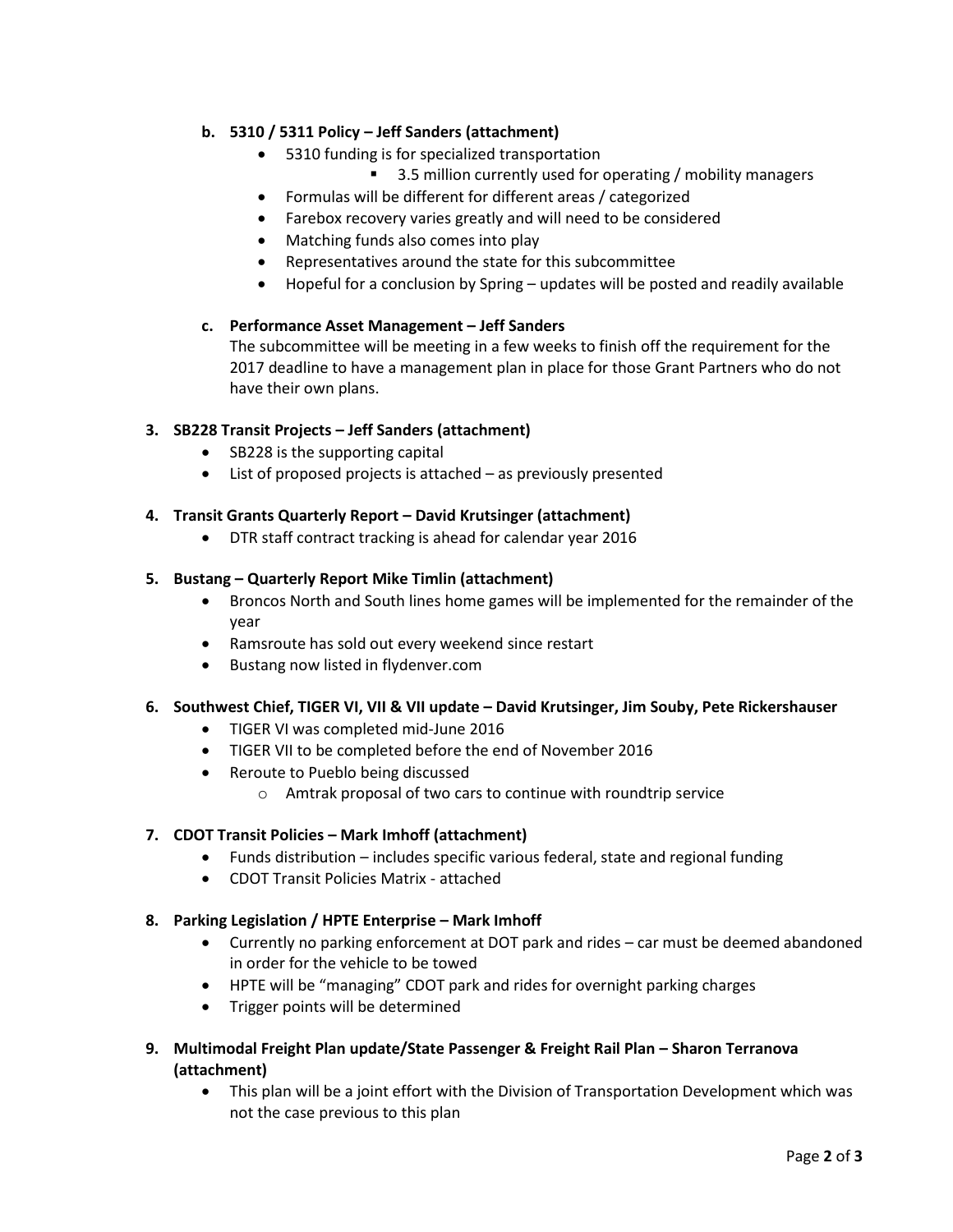**b. 5310 / 5311 Policy – Jeff Sanders (attachment)**

- 5310 funding is for specialized transportation
    - 3.5 million currently used for operating / mobility managers
- Formulas will be different for different areas / categorized
- Farebox recovery varies greatly and will need to be considered
- Matching funds also comes into play
- Representatives around the state for this subcommittee
- Hopeful for a conclusion by Spring – updates will be posted and readily available

**c. Performance Asset Management – Jeff Sanders**

The subcommittee will be meeting in a few weeks to finish off the requirement for the 2017 deadline to have a management plan in place for those Grant Partners who do not have their own plans.

**3. SB228 Transit Projects – Jeff Sanders (attachment)**

- SB228 is the supporting capital
- List of proposed projects is attached – as previously presented

**4. Transit Grants Quarterly Report – David Krutsinger (attachment)**

- DTR staff contract tracking is ahead for calendar year 2016

**5. Bustang – Quarterly Report Mike Timlin (attachment)**

- Broncos North and South lines home games will be implemented for the remainder of the year
- Ramsroute has sold out every weekend since restart
- Bustang now listed in flydenver.com

**6. Southwest Chief, TIGER VI, VII & VII update – David Krutsinger, Jim Souby, Pete Rickershauser**

- TIGER VI was completed mid-June 2016
- TIGER VII to be completed before the end of November 2016
- Reroute to Pueblo being discussed
    - Amtrak proposal of two cars to continue with roundtrip service

**7. CDOT Transit Policies – Mark Imhoff (attachment)**

- Funds distribution – includes specific various federal, state and regional funding
- CDOT Transit Policies Matrix - attached

**8. Parking Legislation / HPTE Enterprise – Mark Imhoff**

- Currently no parking enforcement at DOT park and rides – car must be deemed abandoned in order for the vehicle to be towed
- HPTE will be "managing" CDOT park and rides for overnight parking charges
- Trigger points will be determined

**9. Multimodal Freight Plan update/State Passenger & Freight Rail Plan – Sharon Terranova (attachment)**

- This plan will be a joint effort with the Division of Transportation Development which was not the case previous to this plan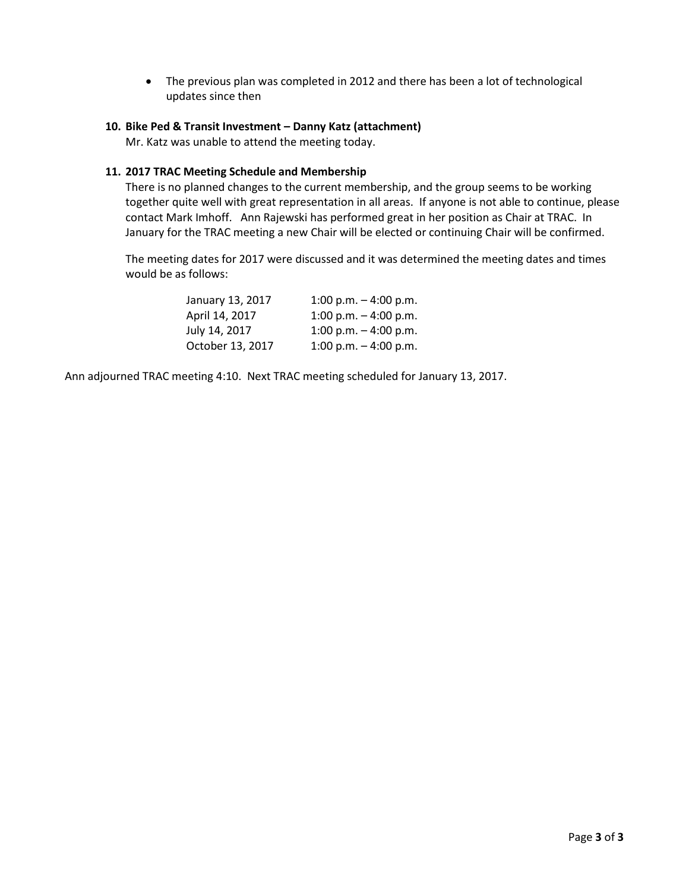- The previous plan was completed in 2012 and there has been a lot of technological updates since then

**10. Bike Ped & Transit Investment – Danny Katz (attachment)**

Mr. Katz was unable to attend the meeting today.

**11. 2017 TRAC Meeting Schedule and Membership**

There is no planned changes to the current membership, and the group seems to be working together quite well with great representation in all areas. If anyone is not able to continue, please contact Mark Imhoff. Ann Rajewski has performed great in her position as Chair at TRAC. In January for the TRAC meeting a new Chair will be elected or continuing Chair will be confirmed.

The meeting dates for 2017 were discussed and it was determined the meeting dates and times would be as follows:

| | |
|---|---|
| January 13, 2017 | 1:00 p.m. – 4:00 p.m. |
| April 14, 2017 | 1:00 p.m. – 4:00 p.m. |
| July 14, 2017 | 1:00 p.m. – 4:00 p.m. |
| October 13, 2017 | 1:00 p.m. – 4:00 p.m. |

Ann adjourned TRAC meeting 4:10. Next TRAC meeting scheduled for January 13, 2017.